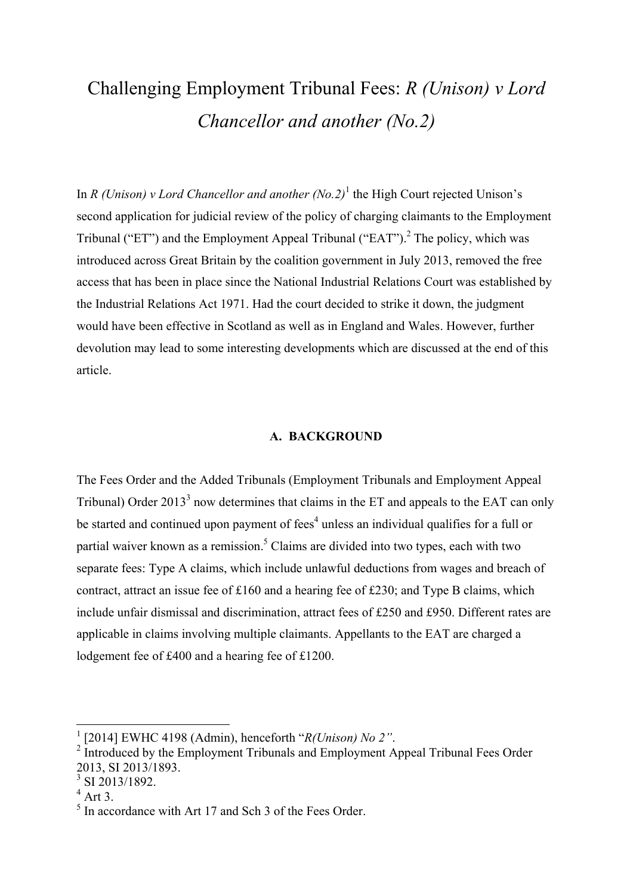# Challenging Employment Tribunal Fees: *R (Unison) v Lord Chancellor and another (No.2)*

In *R (Unison) v Lord Chancellor and another (No.2)*[1] the High Court rejected Unison's second application for judicial review of the policy of charging claimants to the Employment Tribunal ("ET") and the Employment Appeal Tribunal ("EAT").[2] The policy, which was introduced across Great Britain by the coalition government in July 2013, removed the free access that has been in place since the National Industrial Relations Court was established by the Industrial Relations Act 1971. Had the court decided to strike it down, the judgment would have been effective in Scotland as well as in England and Wales. However, further devolution may lead to some interesting developments which are discussed at the end of this article.

## A. BACKGROUND

The Fees Order and the Added Tribunals (Employment Tribunals and Employment Appeal Tribunal) Order 2013[3] now determines that claims in the ET and appeals to the EAT can only be started and continued upon payment of fees[4] unless an individual qualifies for a full or partial waiver known as a remission.[5] Claims are divided into two types, each with two separate fees: Type A claims, which include unlawful deductions from wages and breach of contract, attract an issue fee of £160 and a hearing fee of £230; and Type B claims, which include unfair dismissal and discrimination, attract fees of £250 and £950. Different rates are applicable in claims involving multiple claimants. Appellants to the EAT are charged a lodgement fee of £400 and a hearing fee of £1200.

---

[1] [2014] EWHC 4198 (Admin), henceforth "*R(Unison) No 2"*.

[2] Introduced by the Employment Tribunals and Employment Appeal Tribunal Fees Order 2013, SI 2013/1893.

[3] SI 2013/1892.

[4] Art 3.

[5] In accordance with Art 17 and Sch 3 of the Fees Order.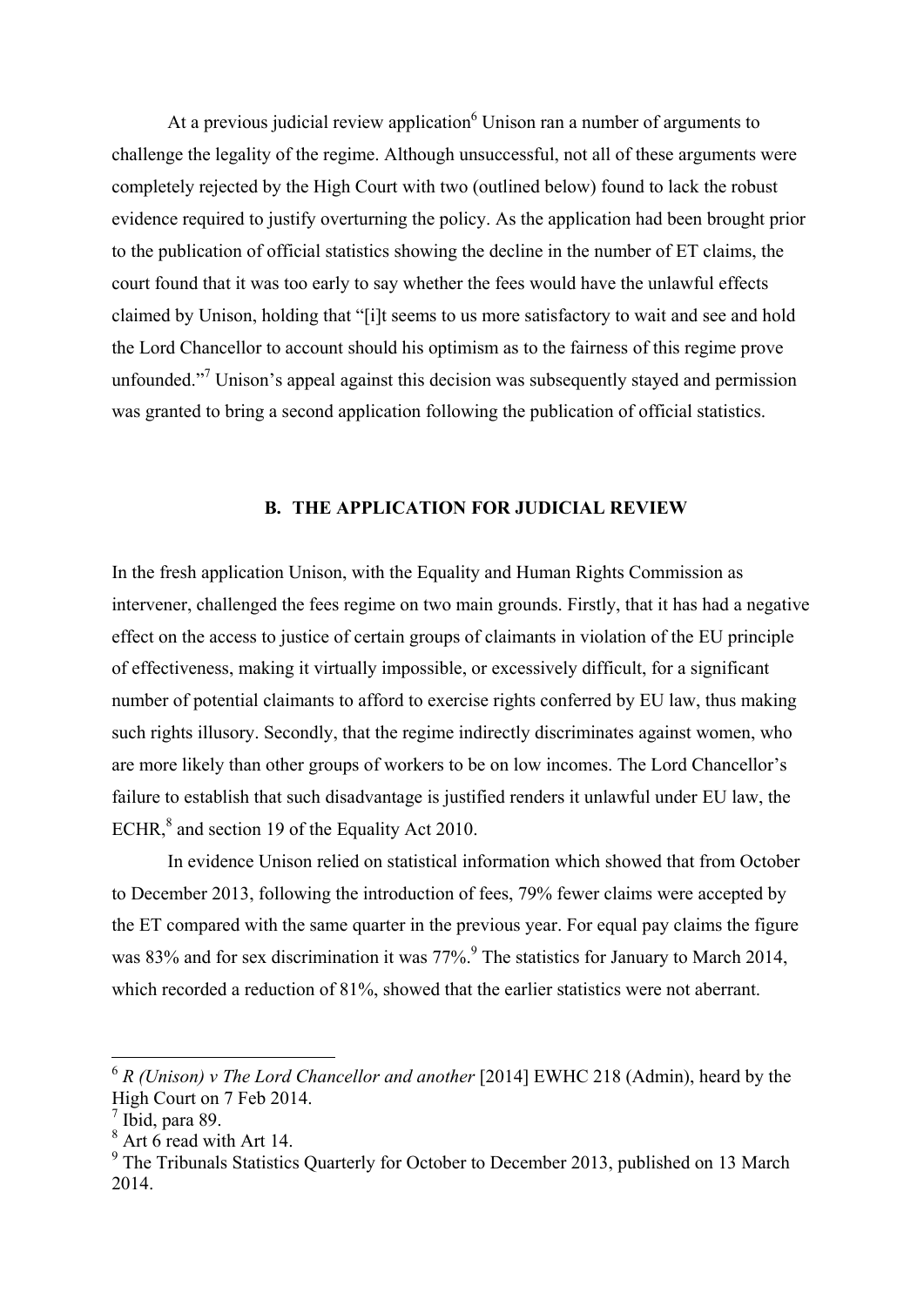At a previous judicial review application[6] Unison ran a number of arguments to challenge the legality of the regime. Although unsuccessful, not all of these arguments were completely rejected by the High Court with two (outlined below) found to lack the robust evidence required to justify overturning the policy. As the application had been brought prior to the publication of official statistics showing the decline in the number of ET claims, the court found that it was too early to say whether the fees would have the unlawful effects claimed by Unison, holding that "[i]t seems to us more satisfactory to wait and see and hold the Lord Chancellor to account should his optimism as to the fairness of this regime prove unfounded."[7] Unison's appeal against this decision was subsequently stayed and permission was granted to bring a second application following the publication of official statistics.

## B. THE APPLICATION FOR JUDICIAL REVIEW

In the fresh application Unison, with the Equality and Human Rights Commission as intervener, challenged the fees regime on two main grounds. Firstly, that it has had a negative effect on the access to justice of certain groups of claimants in violation of the EU principle of effectiveness, making it virtually impossible, or excessively difficult, for a significant number of potential claimants to afford to exercise rights conferred by EU law, thus making such rights illusory. Secondly, that the regime indirectly discriminates against women, who are more likely than other groups of workers to be on low incomes. The Lord Chancellor's failure to establish that such disadvantage is justified renders it unlawful under EU law, the ECHR,[8] and section 19 of the Equality Act 2010.

In evidence Unison relied on statistical information which showed that from October to December 2013, following the introduction of fees, 79% fewer claims were accepted by the ET compared with the same quarter in the previous year. For equal pay claims the figure was 83% and for sex discrimination it was 77%.[9] The statistics for January to March 2014, which recorded a reduction of 81%, showed that the earlier statistics were not aberrant.

---

[6] *R (Unison) v The Lord Chancellor and another* [2014] EWHC 218 (Admin), heard by the High Court on 7 Feb 2014.

[7] Ibid, para 89.

[8] Art 6 read with Art 14.

[9] The Tribunals Statistics Quarterly for October to December 2013, published on 13 March 2014.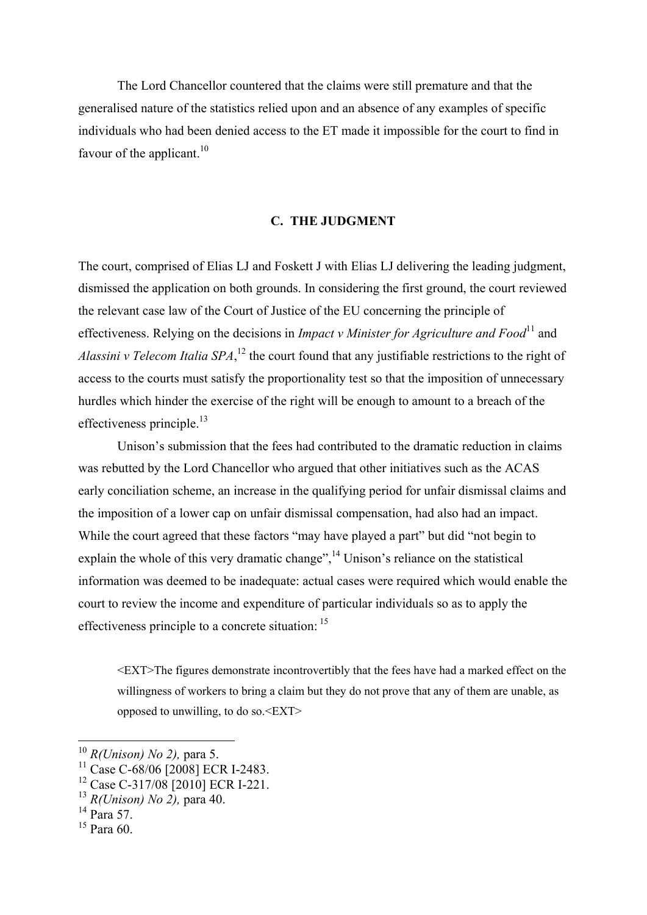The Lord Chancellor countered that the claims were still premature and that the generalised nature of the statistics relied upon and an absence of any examples of specific individuals who had been denied access to the ET made it impossible for the court to find in favour of the applicant.[10]

## C. THE JUDGMENT

The court, comprised of Elias LJ and Foskett J with Elias LJ delivering the leading judgment, dismissed the application on both grounds. In considering the first ground, the court reviewed the relevant case law of the Court of Justice of the EU concerning the principle of effectiveness. Relying on the decisions in *Impact v Minister for Agriculture and Food*[11] and *Alassini v Telecom Italia SPA*,[12] the court found that any justifiable restrictions to the right of access to the courts must satisfy the proportionality test so that the imposition of unnecessary hurdles which hinder the exercise of the right will be enough to amount to a breach of the effectiveness principle.[13]

Unison's submission that the fees had contributed to the dramatic reduction in claims was rebutted by the Lord Chancellor who argued that other initiatives such as the ACAS early conciliation scheme, an increase in the qualifying period for unfair dismissal claims and the imposition of a lower cap on unfair dismissal compensation, had also had an impact. While the court agreed that these factors "may have played a part" but did "not begin to explain the whole of this very dramatic change",[14] Unison's reliance on the statistical information was deemed to be inadequate: actual cases were required which would enable the court to review the income and expenditure of particular individuals so as to apply the effectiveness principle to a concrete situation: [15]

> <EXT>The figures demonstrate incontrovertibly that the fees have had a marked effect on the willingness of workers to bring a claim but they do not prove that any of them are unable, as opposed to unwilling, to do so.<EXT>

---

[10] *R(Unison) No 2),* para 5.
[11] Case C-68/06 [2008] ECR I-2483.
[12] Case C-317/08 [2010] ECR I-221.
[13] *R(Unison) No 2),* para 40.
[14] Para 57.
[15] Para 60.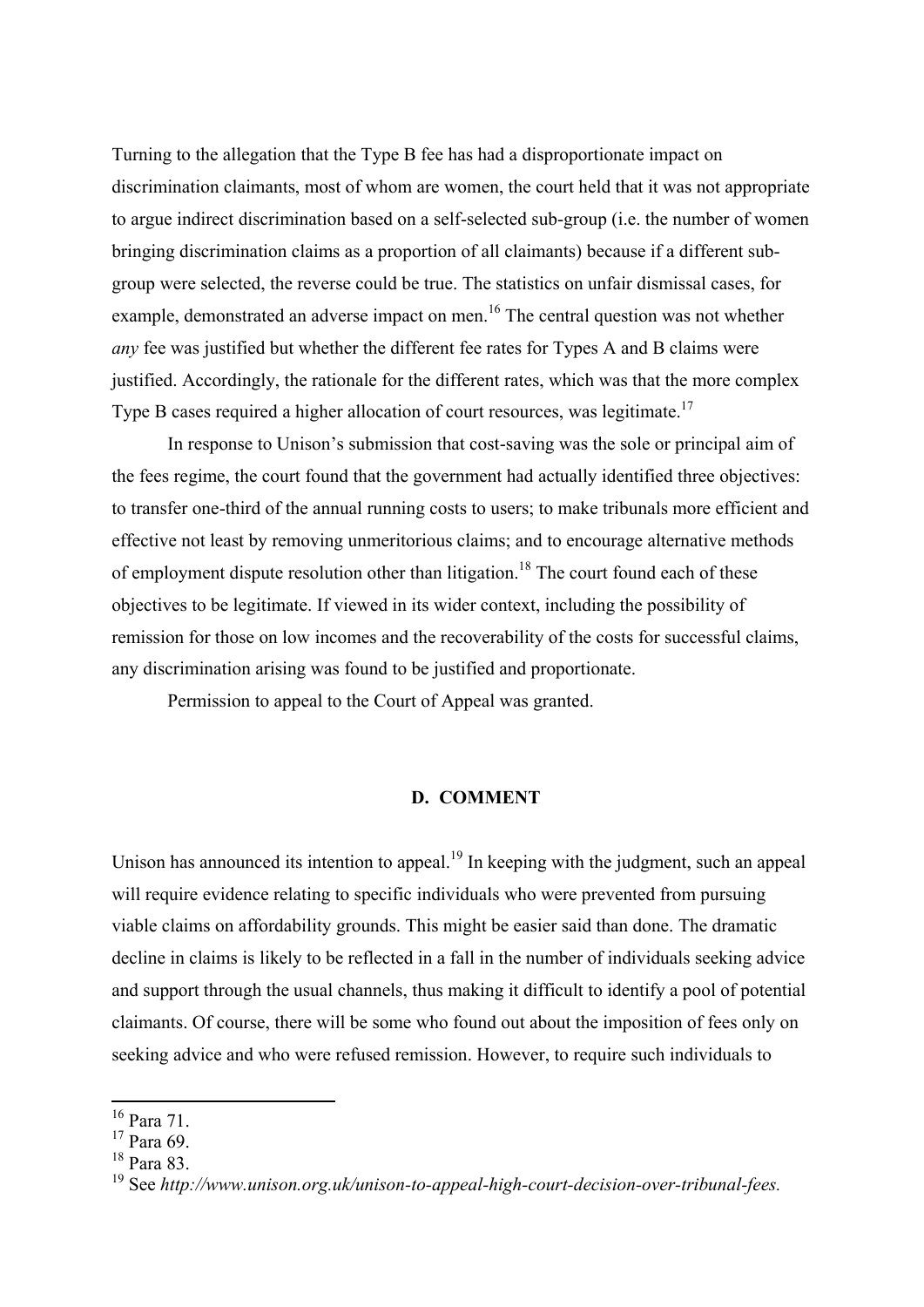Turning to the allegation that the Type B fee has had a disproportionate impact on discrimination claimants, most of whom are women, the court held that it was not appropriate to argue indirect discrimination based on a self-selected sub-group (i.e. the number of women bringing discrimination claims as a proportion of all claimants) because if a different sub-group were selected, the reverse could be true. The statistics on unfair dismissal cases, for example, demonstrated an adverse impact on men.[16] The central question was not whether *any* fee was justified but whether the different fee rates for Types A and B claims were justified. Accordingly, the rationale for the different rates, which was that the more complex Type B cases required a higher allocation of court resources, was legitimate.[17]

In response to Unison's submission that cost-saving was the sole or principal aim of the fees regime, the court found that the government had actually identified three objectives: to transfer one-third of the annual running costs to users; to make tribunals more efficient and effective not least by removing unmeritorious claims; and to encourage alternative methods of employment dispute resolution other than litigation.[18] The court found each of these objectives to be legitimate. If viewed in its wider context, including the possibility of remission for those on low incomes and the recoverability of the costs for successful claims, any discrimination arising was found to be justified and proportionate.

Permission to appeal to the Court of Appeal was granted.

## D. COMMENT

Unison has announced its intention to appeal.[19] In keeping with the judgment, such an appeal will require evidence relating to specific individuals who were prevented from pursuing viable claims on affordability grounds. This might be easier said than done. The dramatic decline in claims is likely to be reflected in a fall in the number of individuals seeking advice and support through the usual channels, thus making it difficult to identify a pool of potential claimants. Of course, there will be some who found out about the imposition of fees only on seeking advice and who were refused remission. However, to require such individuals to

---

[16] Para 71.

[17] Para 69.

[18] Para 83.

[19] See *http://www.unison.org.uk/unison-to-appeal-high-court-decision-over-tribunal-fees.*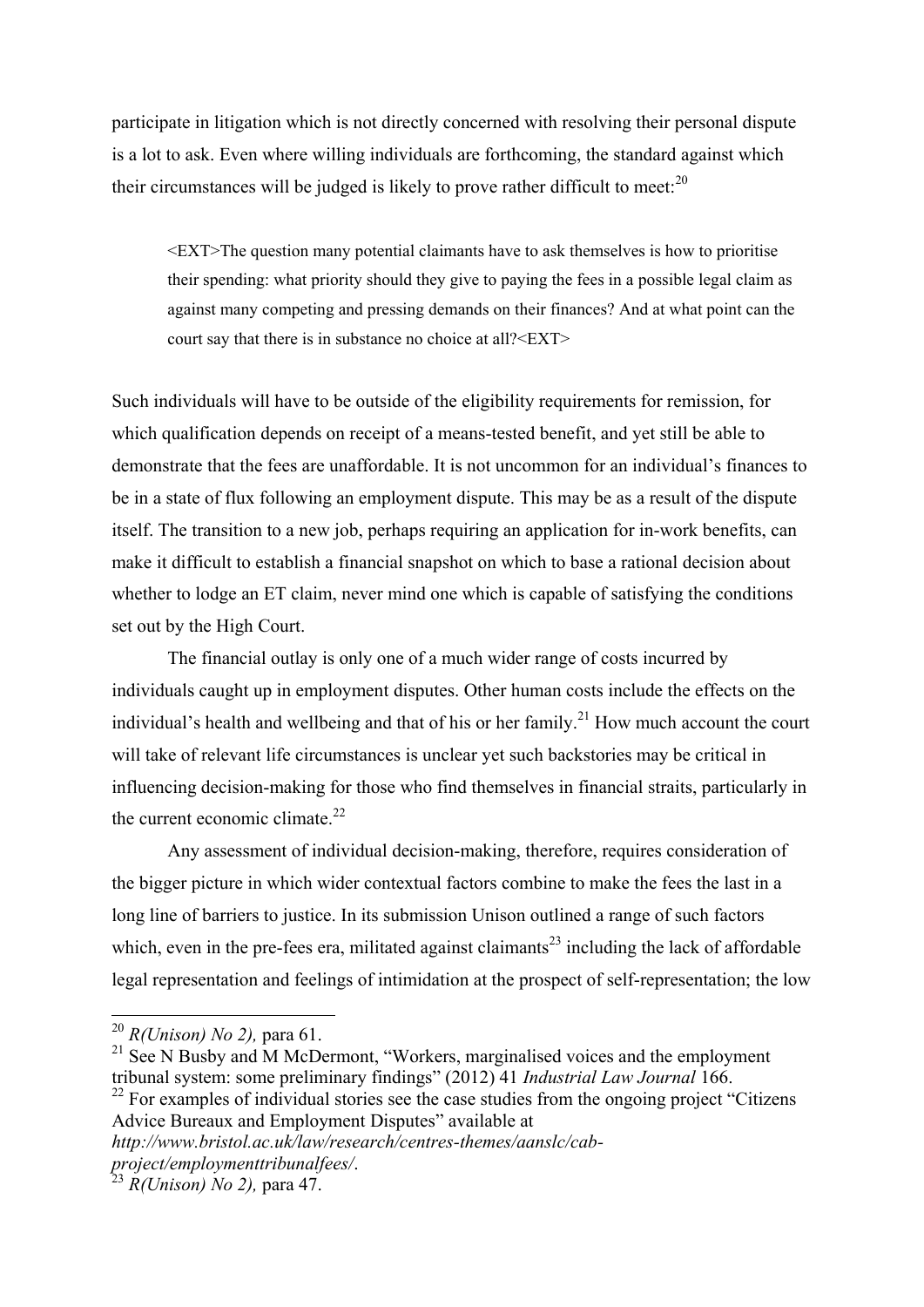participate in litigation which is not directly concerned with resolving their personal dispute is a lot to ask. Even where willing individuals are forthcoming, the standard against which their circumstances will be judged is likely to prove rather difficult to meet:[20]

> <EXT>The question many potential claimants have to ask themselves is how to prioritise their spending: what priority should they give to paying the fees in a possible legal claim as against many competing and pressing demands on their finances? And at what point can the court say that there is in substance no choice at all?<EXT>

Such individuals will have to be outside of the eligibility requirements for remission, for which qualification depends on receipt of a means-tested benefit, and yet still be able to demonstrate that the fees are unaffordable. It is not uncommon for an individual's finances to be in a state of flux following an employment dispute. This may be as a result of the dispute itself. The transition to a new job, perhaps requiring an application for in-work benefits, can make it difficult to establish a financial snapshot on which to base a rational decision about whether to lodge an ET claim, never mind one which is capable of satisfying the conditions set out by the High Court.

The financial outlay is only one of a much wider range of costs incurred by individuals caught up in employment disputes. Other human costs include the effects on the individual's health and wellbeing and that of his or her family.[21] How much account the court will take of relevant life circumstances is unclear yet such backstories may be critical in influencing decision-making for those who find themselves in financial straits, particularly in the current economic climate.[22]

Any assessment of individual decision-making, therefore, requires consideration of the bigger picture in which wider contextual factors combine to make the fees the last in a long line of barriers to justice. In its submission Unison outlined a range of such factors which, even in the pre-fees era, militated against claimants[23] including the lack of affordable legal representation and feelings of intimidation at the prospect of self-representation; the low

---

[20] *R(Unison) No 2),* para 61.

[21] See N Busby and M McDermont, "Workers, marginalised voices and the employment tribunal system: some preliminary findings" (2012) 41 *Industrial Law Journal* 166.

[22] For examples of individual stories see the case studies from the ongoing project "Citizens Advice Bureaux and Employment Disputes" available at *http://www.bristol.ac.uk/law/research/centres-themes/aanslc/cab-project/employmenttribunalfees/*.

[23] *R(Unison) No 2),* para 47.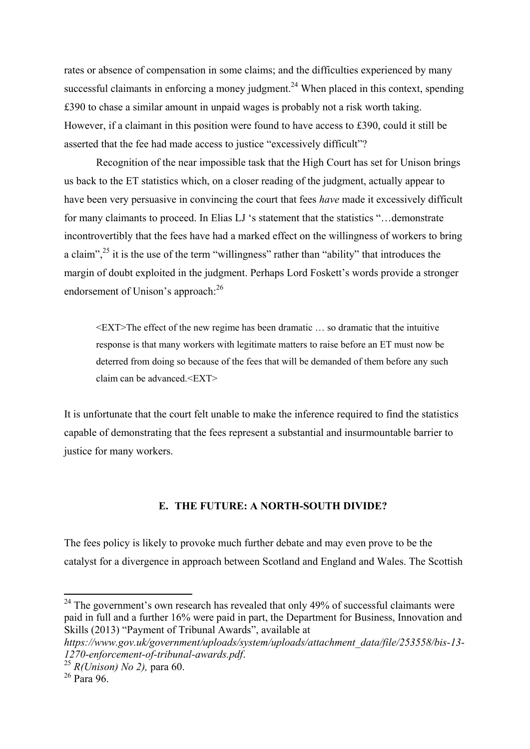rates or absence of compensation in some claims; and the difficulties experienced by many successful claimants in enforcing a money judgment.[24] When placed in this context, spending £390 to chase a similar amount in unpaid wages is probably not a risk worth taking. However, if a claimant in this position were found to have access to £390, could it still be asserted that the fee had made access to justice "excessively difficult"?

Recognition of the near impossible task that the High Court has set for Unison brings us back to the ET statistics which, on a closer reading of the judgment, actually appear to have been very persuasive in convincing the court that fees *have* made it excessively difficult for many claimants to proceed. In Elias LJ 's statement that the statistics "…demonstrate incontrovertibly that the fees have had a marked effect on the willingness of workers to bring a claim",[25] it is the use of the term "willingness" rather than "ability" that introduces the margin of doubt exploited in the judgment. Perhaps Lord Foskett's words provide a stronger endorsement of Unison's approach:[26]

> <EXT>The effect of the new regime has been dramatic … so dramatic that the intuitive response is that many workers with legitimate matters to raise before an ET must now be deterred from doing so because of the fees that will be demanded of them before any such claim can be advanced.<EXT>

It is unfortunate that the court felt unable to make the inference required to find the statistics capable of demonstrating that the fees represent a substantial and insurmountable barrier to justice for many workers.

## E. THE FUTURE: A NORTH-SOUTH DIVIDE?

The fees policy is likely to provoke much further debate and may even prove to be the catalyst for a divergence in approach between Scotland and England and Wales. The Scottish

---

[24] The government's own research has revealed that only 49% of successful claimants were paid in full and a further 16% were paid in part, the Department for Business, Innovation and Skills (2013) "Payment of Tribunal Awards", available at *https://www.gov.uk/government/uploads/system/uploads/attachment_data/file/253558/bis-13-1270-enforcement-of-tribunal-awards.pdf*.

[25] *R(Unison) No 2),* para 60.

[26] Para 96.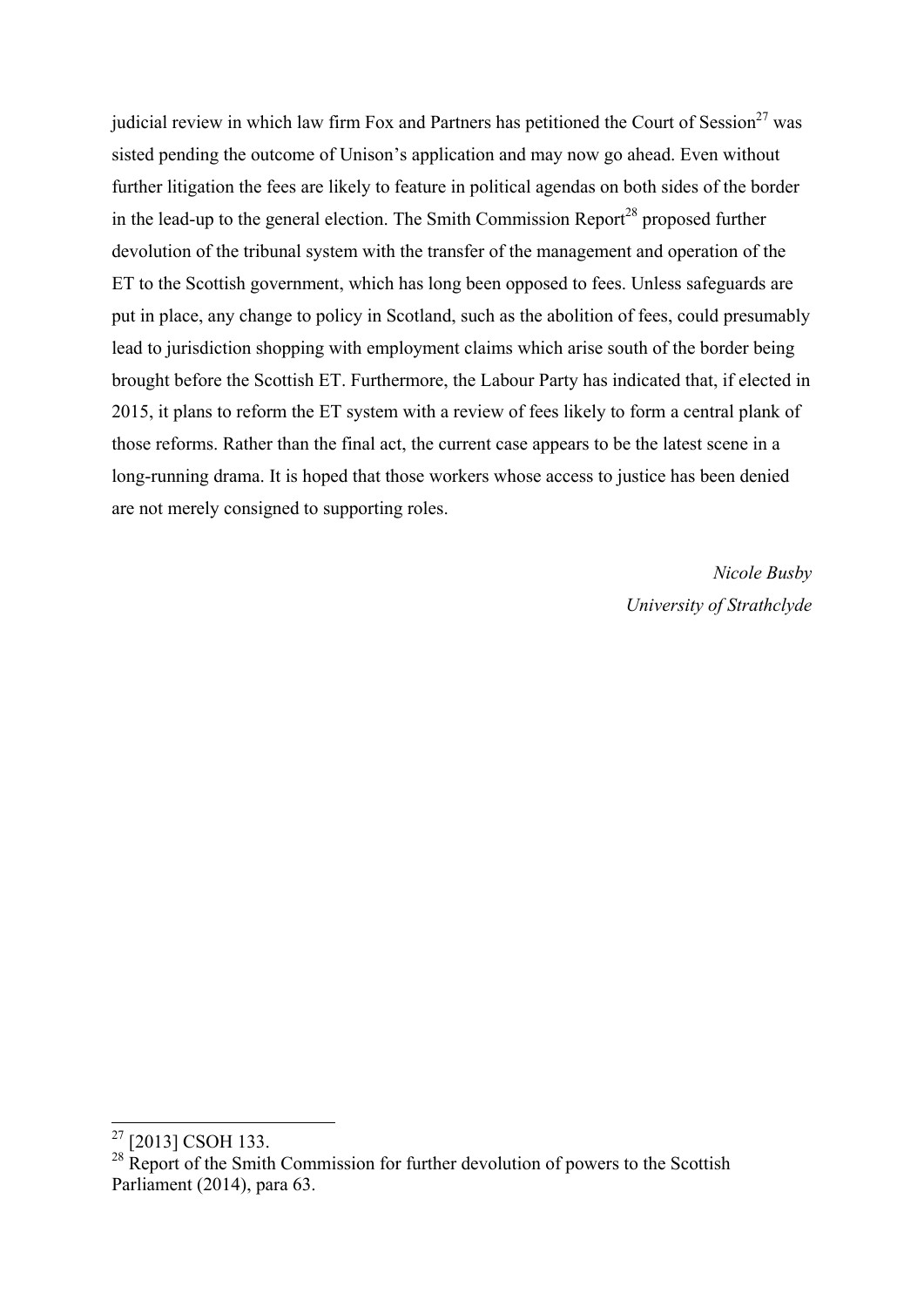judicial review in which law firm Fox and Partners has petitioned the Court of Session[27] was sisted pending the outcome of Unison's application and may now go ahead. Even without further litigation the fees are likely to feature in political agendas on both sides of the border in the lead-up to the general election. The Smith Commission Report[28] proposed further devolution of the tribunal system with the transfer of the management and operation of the ET to the Scottish government, which has long been opposed to fees. Unless safeguards are put in place, any change to policy in Scotland, such as the abolition of fees, could presumably lead to jurisdiction shopping with employment claims which arise south of the border being brought before the Scottish ET. Furthermore, the Labour Party has indicated that, if elected in 2015, it plans to reform the ET system with a review of fees likely to form a central plank of those reforms. Rather than the final act, the current case appears to be the latest scene in a long-running drama. It is hoped that those workers whose access to justice has been denied are not merely consigned to supporting roles.

*Nicole Busby*
*University of Strathclyde*

---

[27] [2013] CSOH 133.

[28] Report of the Smith Commission for further devolution of powers to the Scottish Parliament (2014), para 63.